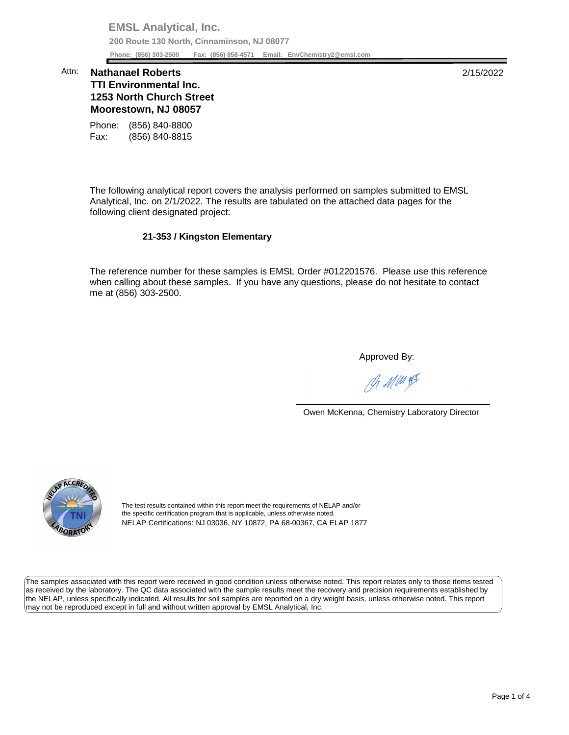**EMSL Analytical, Inc.**

**200 Route 130 North, Cinnaminson, NJ 08077**

**Phone: (856) 303-2500 Fax: (856) 858-4571 Email: EnvChemistry2@emsl.com**

Attn: **Nathanael Roberts**
**TTI Environmental Inc.**
**1253 North Church Street**
**Moorestown, NJ 08057**

2/15/2022

Phone: (856) 840-8800
Fax: (856) 840-8815

The following analytical report covers the analysis performed on samples submitted to EMSL Analytical, Inc. on 2/1/2022. The results are tabulated on the attached data pages for the following client designated project:

**21-353 / Kingston Elementary**

The reference number for these samples is EMSL Order #012201576. Please use this reference when calling about these samples. If you have any questions, please do not hesitate to contact me at (856) 303-2500.

Approved By:

Owen McKenna, Chemistry Laboratory Director

The test results contained within this report meet the requirements of NELAP and/or the specific certification program that is applicable, unless otherwise noted.
NELAP Certifications: NJ 03036, NY 10872, PA 68-00367, CA ELAP 1877

The samples associated with this report were received in good condition unless otherwise noted. This report relates only to those items tested as received by the laboratory. The QC data associated with the sample results meet the recovery and precision requirements established by the NELAP, unless specifically indicated. All results for soil samples are reported on a dry weight basis, unless otherwise noted. This report may not be reproduced except in full and without written approval by EMSL Analytical, Inc.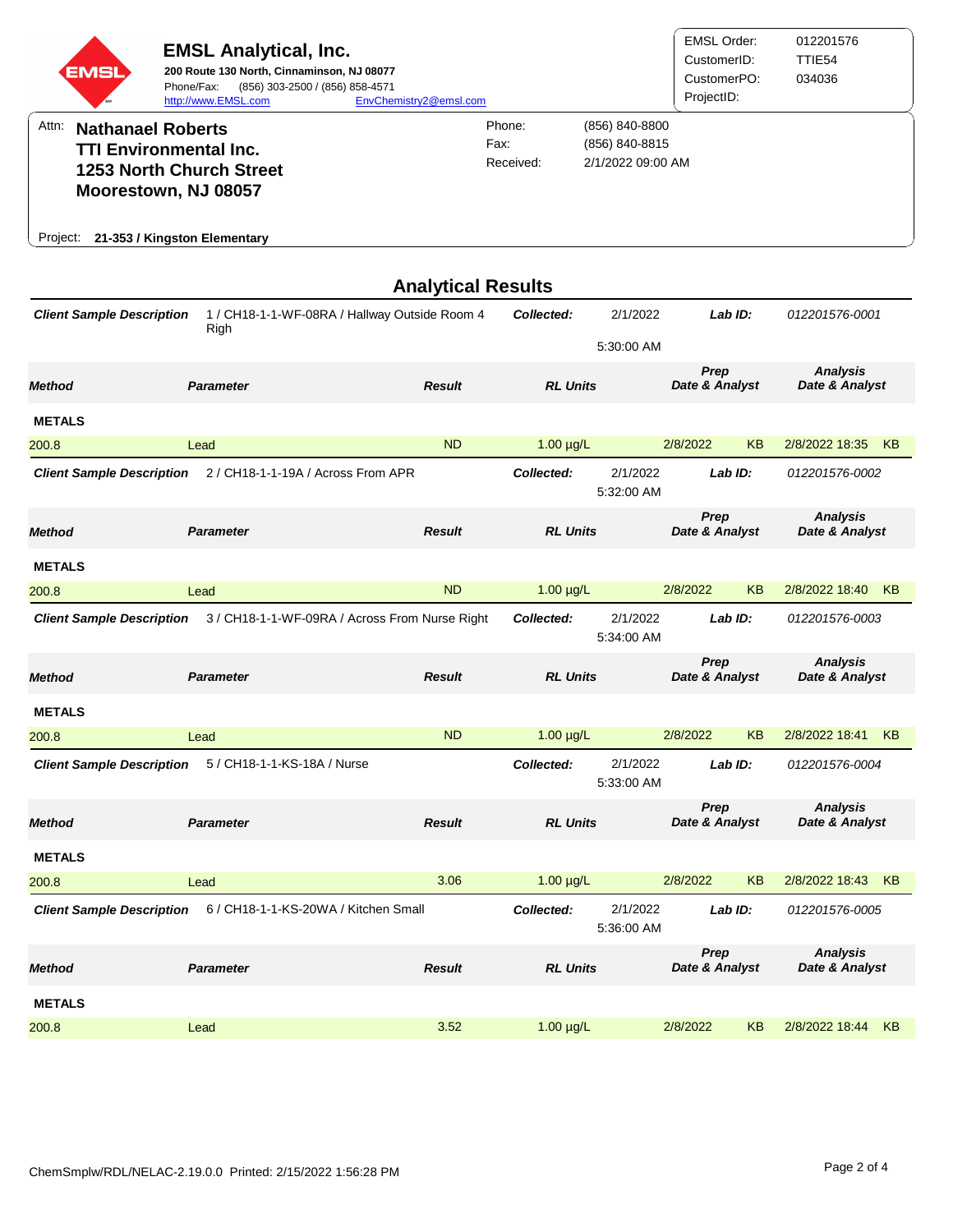# EMSL Analytical, Inc.

**200 Route 130 North, Cinnaminson, NJ 08077**
Phone/Fax: (856) 303-2500 / (856) 858-4571
http://www.EMSL.com EnvChemistry2@emsl.com

EMSL Order: 012201576
CustomerID: TTIE54
CustomerPO: 034036
ProjectID:

Attn: **Nathanael Roberts**
**TTI Environmental Inc.**
**1253 North Church Street**
**Moorestown, NJ 08057**

Phone: (856) 840-8800
Fax: (856) 840-8815
Received: 2/1/2022 09:00 AM

Project: **21-353 / Kingston Elementary**

## Analytical Results

**Client Sample Description** 1 / CH18-1-1-WF-08RA / Hallway Outside Room 4 Righ
**Collected:** 2/1/2022 5:30:00 AM
**Lab ID:** 012201576-0001

| Method | Parameter | Result | RL Units | Prep Date & Analyst | | Analysis Date & Analyst | |
|---|---|---|---|---|---|---|---|
| **METALS** | | | | | | | |
| 200.8 | Lead | ND | 1.00 µg/L | 2/8/2022 | KB | 2/8/2022 18:35 | KB |

**Client Sample Description** 2 / CH18-1-1-19A / Across From APR
**Collected:** 2/1/2022 5:32:00 AM
**Lab ID:** 012201576-0002

| Method | Parameter | Result | RL Units | Prep Date & Analyst | | Analysis Date & Analyst | |
|---|---|---|---|---|---|---|---|
| **METALS** | | | | | | | |
| 200.8 | Lead | ND | 1.00 µg/L | 2/8/2022 | KB | 2/8/2022 18:40 | KB |

**Client Sample Description** 3 / CH18-1-1-WF-09RA / Across From Nurse Right
**Collected:** 2/1/2022 5:34:00 AM
**Lab ID:** 012201576-0003

| Method | Parameter | Result | RL Units | Prep Date & Analyst | | Analysis Date & Analyst | |
|---|---|---|---|---|---|---|---|
| **METALS** | | | | | | | |
| 200.8 | Lead | ND | 1.00 µg/L | 2/8/2022 | KB | 2/8/2022 18:41 | KB |

**Client Sample Description** 5 / CH18-1-1-KS-18A / Nurse
**Collected:** 2/1/2022 5:33:00 AM
**Lab ID:** 012201576-0004

| Method | Parameter | Result | RL Units | Prep Date & Analyst | | Analysis Date & Analyst | |
|---|---|---|---|---|---|---|---|
| **METALS** | | | | | | | |
| 200.8 | Lead | 3.06 | 1.00 µg/L | 2/8/2022 | KB | 2/8/2022 18:43 | KB |

**Client Sample Description** 6 / CH18-1-1-KS-20WA / Kitchen Small
**Collected:** 2/1/2022 5:36:00 AM
**Lab ID:** 012201576-0005

| Method | Parameter | Result | RL Units | Prep Date & Analyst | | Analysis Date & Analyst | |
|---|---|---|---|---|---|---|---|
| **METALS** | | | | | | | |
| 200.8 | Lead | 3.52 | 1.00 µg/L | 2/8/2022 | KB | 2/8/2022 18:44 | KB |

ChemSmplw/RDL/NELAC-2.19.0.0 Printed: 2/15/2022 1:56:28 PM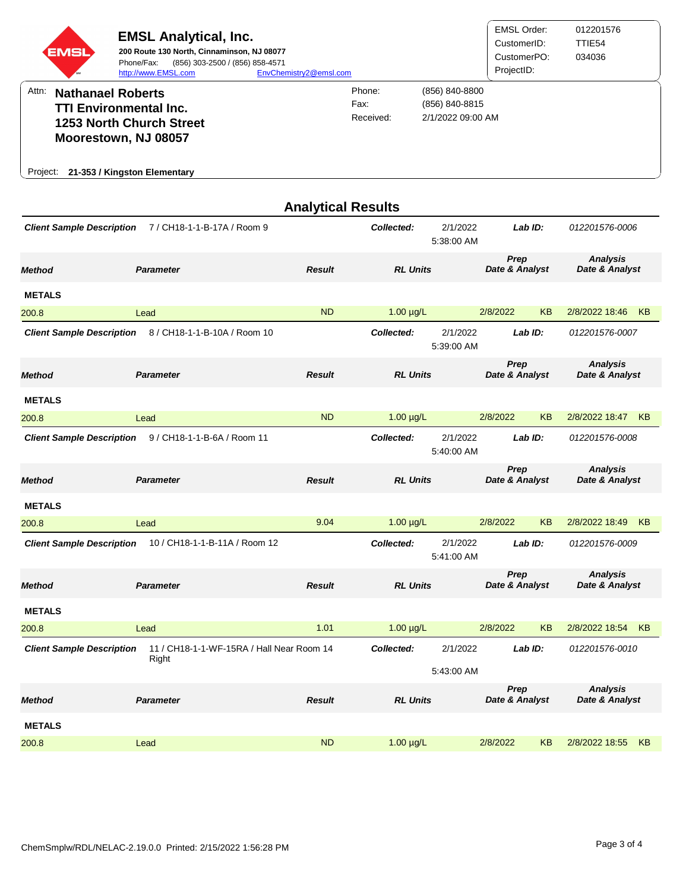**EMSL Analytical, Inc.**
**200 Route 130 North, Cinnaminson, NJ 08077**
Phone/Fax: (856) 303-2500 / (856) 858-4571
http://www.EMSL.com EnvChemistry2@emsl.com

| | |
|---|---|
| EMSL Order: | 012201576 |
| CustomerID: | TTIE54 |
| CustomerPO: | 034036 |
| ProjectID: | |

Attn: **Nathanael Roberts**
**TTI Environmental Inc.**
**1253 North Church Street**
**Moorestown, NJ 08057**

Phone: (856) 840-8800
Fax: (856) 840-8815
Received: 2/1/2022 09:00 AM

Project: **21-353 / Kingston Elementary**

## Analytical Results

**Client Sample Description** 7 / CH18-1-1-B-17A / Room 9 — ***Collected:*** 2/1/2022 5:38:00 AM — ***Lab ID:*** *012201576-0006*

| Method | Parameter | Result | RL Units | Prep Date & Analyst | | Analysis Date & Analyst | |
|---|---|---|---|---|---|---|---|
| **METALS** | | | | | | | |
| 200.8 | Lead | ND | 1.00 µg/L | 2/8/2022 | KB | 2/8/2022 18:46 | KB |

**Client Sample Description** 8 / CH18-1-1-B-10A / Room 10 — ***Collected:*** 2/1/2022 5:39:00 AM — ***Lab ID:*** *012201576-0007*

| Method | Parameter | Result | RL Units | Prep Date & Analyst | | Analysis Date & Analyst | |
|---|---|---|---|---|---|---|---|
| **METALS** | | | | | | | |
| 200.8 | Lead | ND | 1.00 µg/L | 2/8/2022 | KB | 2/8/2022 18:47 | KB |

**Client Sample Description** 9 / CH18-1-1-B-6A / Room 11 — ***Collected:*** 2/1/2022 5:40:00 AM — ***Lab ID:*** *012201576-0008*

| Method | Parameter | Result | RL Units | Prep Date & Analyst | | Analysis Date & Analyst | |
|---|---|---|---|---|---|---|---|
| **METALS** | | | | | | | |
| 200.8 | Lead | 9.04 | 1.00 µg/L | 2/8/2022 | KB | 2/8/2022 18:49 | KB |

**Client Sample Description** 10 / CH18-1-1-B-11A / Room 12 — ***Collected:*** 2/1/2022 5:41:00 AM — ***Lab ID:*** *012201576-0009*

| Method | Parameter | Result | RL Units | Prep Date & Analyst | | Analysis Date & Analyst | |
|---|---|---|---|---|---|---|---|
| **METALS** | | | | | | | |
| 200.8 | Lead | 1.01 | 1.00 µg/L | 2/8/2022 | KB | 2/8/2022 18:54 | KB |

**Client Sample Description** 11 / CH18-1-1-WF-15RA / Hall Near Room 14 Right — ***Collected:*** 2/1/2022 5:43:00 AM — ***Lab ID:*** *012201576-0010*

| Method | Parameter | Result | RL Units | Prep Date & Analyst | | Analysis Date & Analyst | |
|---|---|---|---|---|---|---|---|
| **METALS** | | | | | | | |
| 200.8 | Lead | ND | 1.00 µg/L | 2/8/2022 | KB | 2/8/2022 18:55 | KB |

ChemSmplw/RDL/NELAC-2.19.0.0 Printed: 2/15/2022 1:56:28 PM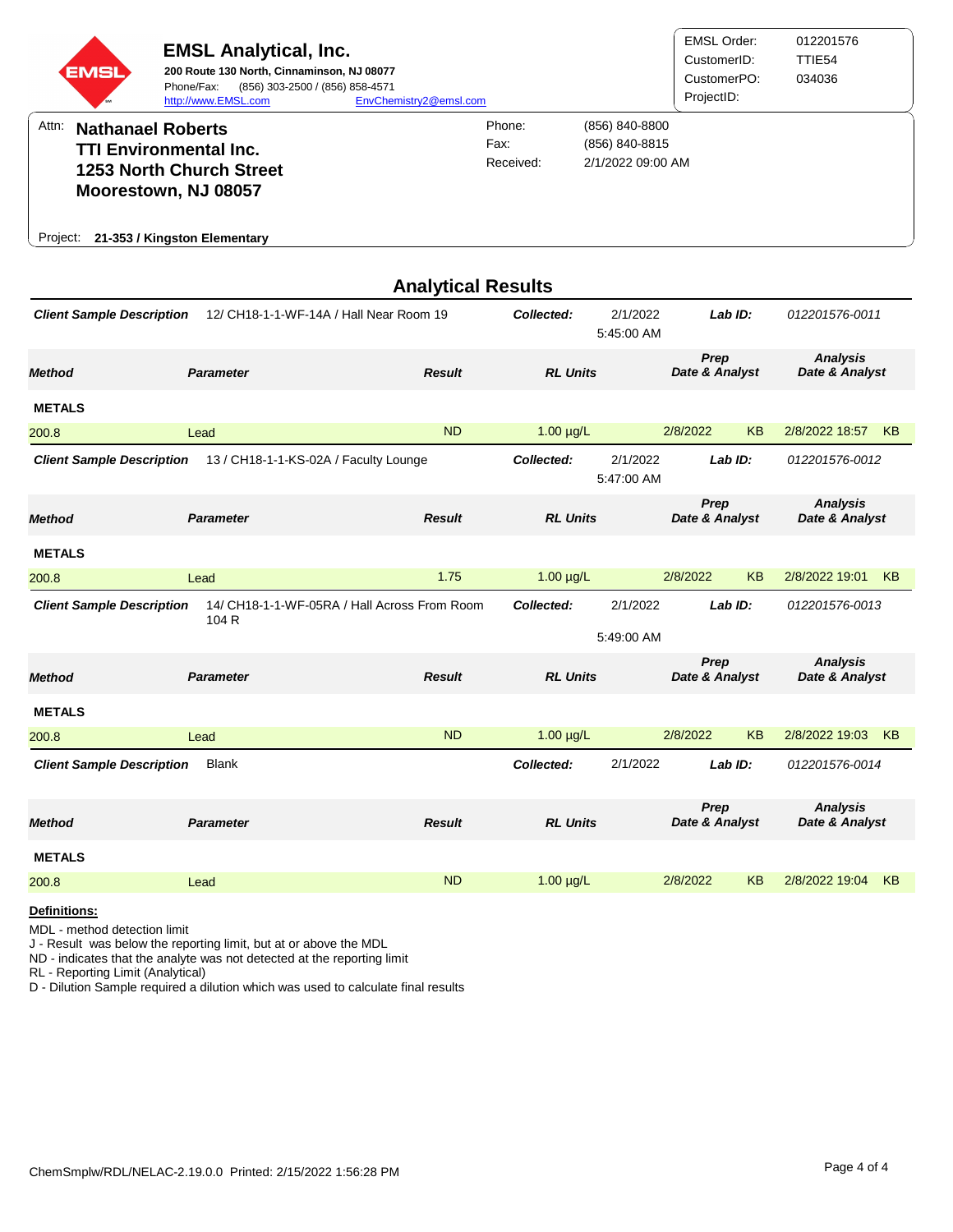**EMSL Analytical, Inc.**
**200 Route 130 North, Cinnaminson, NJ 08077**
Phone/Fax: (856) 303-2500 / (856) 858-4571
http://www.EMSL.com EnvChemistry2@emsl.com

| | |
|---|---|
| EMSL Order: | 012201576 |
| CustomerID: | TTIE54 |
| CustomerPO: | 034036 |
| ProjectID: | |

Attn: **Nathanael Roberts**
**TTI Environmental Inc.**
**1253 North Church Street**
**Moorestown, NJ 08057**

| | |
|---|---|
| Phone: | (856) 840-8800 |
| Fax: | (856) 840-8815 |
| Received: | 2/1/2022 09:00 AM |

Project: **21-353 / Kingston Elementary**

## Analytical Results

**Client Sample Description:** 12/ CH18-1-1-WF-14A / Hall Near Room 19 — **Collected:** 2/1/2022 5:45:00 AM — **Lab ID:** 012201576-0011

| Method | Parameter | Result | RL Units | Prep Date & Analyst | | Analysis Date & Analyst | |
|---|---|---|---|---|---|---|---|
| **METALS** | | | | | | | |
| 200.8 | Lead | ND | 1.00 µg/L | 2/8/2022 | KB | 2/8/2022 18:57 | KB |

**Client Sample Description:** 13 / CH18-1-1-KS-02A / Faculty Lounge — **Collected:** 2/1/2022 5:47:00 AM — **Lab ID:** 012201576-0012

| Method | Parameter | Result | RL Units | Prep Date & Analyst | | Analysis Date & Analyst | |
|---|---|---|---|---|---|---|---|
| **METALS** | | | | | | | |
| 200.8 | Lead | 1.75 | 1.00 µg/L | 2/8/2022 | KB | 2/8/2022 19:01 | KB |

**Client Sample Description:** 14/ CH18-1-1-WF-05RA / Hall Across From Room 104 R — **Collected:** 2/1/2022 5:49:00 AM — **Lab ID:** 012201576-0013

| Method | Parameter | Result | RL Units | Prep Date & Analyst | | Analysis Date & Analyst | |
|---|---|---|---|---|---|---|---|
| **METALS** | | | | | | | |
| 200.8 | Lead | ND | 1.00 µg/L | 2/8/2022 | KB | 2/8/2022 19:03 | KB |

**Client Sample Description:** Blank — **Collected:** 2/1/2022 — **Lab ID:** 012201576-0014

| Method | Parameter | Result | RL Units | Prep Date & Analyst | | Analysis Date & Analyst | |
|---|---|---|---|---|---|---|---|
| **METALS** | | | | | | | |
| 200.8 | Lead | ND | 1.00 µg/L | 2/8/2022 | KB | 2/8/2022 19:04 | KB |

**Definitions:**

MDL - method detection limit
J - Result was below the reporting limit, but at or above the MDL
ND - indicates that the analyte was not detected at the reporting limit
RL - Reporting Limit (Analytical)
D - Dilution Sample required a dilution which was used to calculate final results

ChemSmplw/RDL/NELAC-2.19.0.0 Printed: 2/15/2022 1:56:28 PM